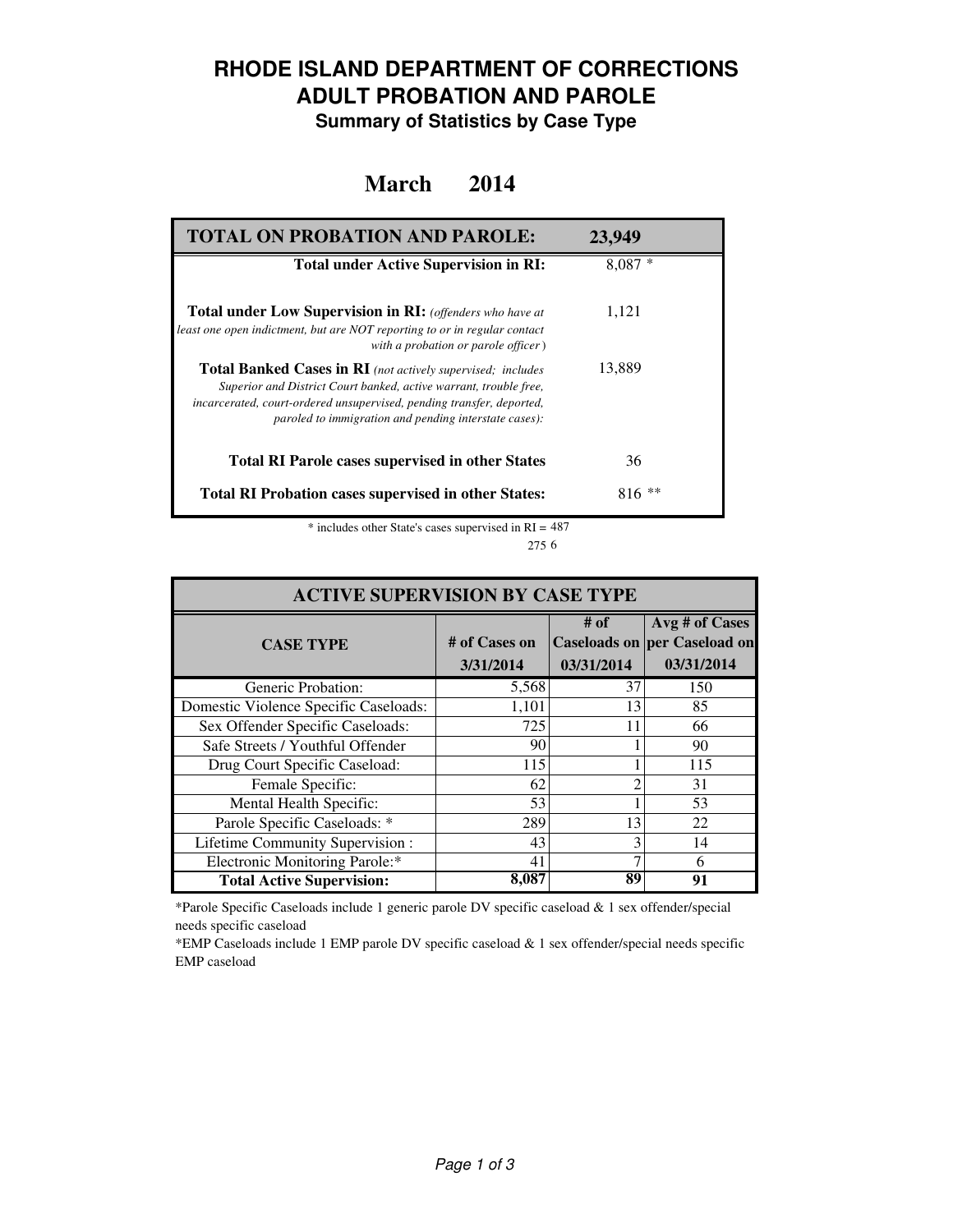# RHODE ISLAND DEPARTMENT OF CORRECTIONS
# ADULT PROBATION AND PAROLE
### Summary of Statistics by Case Type

## March 2014

| TOTAL ON PROBATION AND PAROLE: | 23,949 |
|---|---|
| **Total under Active Supervision in RI:** | 8,087 * |
| **Total under Low Supervision in RI:** *(offenders who have at least one open indictment, but are NOT reporting to or in regular contact with a probation or parole officer)* | 1,121 |
| **Total Banked Cases in RI** *(not actively supervised; includes Superior and District Court banked, active warrant, trouble free, incarcerated, court-ordered unsupervised, pending transfer, deported, paroled to immigration and pending interstate cases):* | 13,889 |
| **Total RI Parole cases supervised in other States** | 36 |
| **Total RI Probation cases supervised in other States:** | 816 ** |

\* includes other State's cases supervised in RI = 487

275 6

| ACTIVE SUPERVISION BY CASE TYPE | | | |
|---|---|---|---|
| **CASE TYPE** | **# of Cases on 3/31/2014** | **# of Caseloads on 03/31/2014** | **Avg # of Cases per Caseload on 03/31/2014** |
| Generic Probation: | 5,568 | 37 | 150 |
| Domestic Violence Specific Caseloads: | 1,101 | 13 | 85 |
| Sex Offender Specific Caseloads: | 725 | 11 | 66 |
| Safe Streets / Youthful Offender | 90 | 1 | 90 |
| Drug Court Specific Caseload: | 115 | 1 | 115 |
| Female Specific: | 62 | 2 | 31 |
| Mental Health Specific: | 53 | 1 | 53 |
| Parole Specific Caseloads: * | 289 | 13 | 22 |
| Lifetime Community Supervision : | 43 | 3 | 14 |
| Electronic Monitoring Parole:* | 41 | 7 | 6 |
| **Total Active Supervision:** | **8,087** | **89** | **91** |

*Parole Specific Caseloads include 1 generic parole DV specific caseload & 1 sex offender/special needs specific caseload

*EMP Caseloads include 1 EMP parole DV specific caseload & 1 sex offender/special needs specific EMP caseload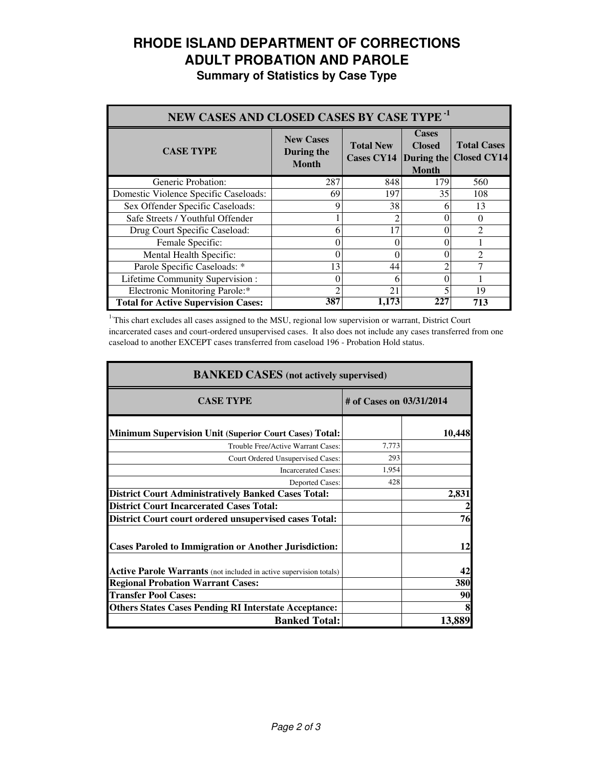# RHODE ISLAND DEPARTMENT OF CORRECTIONS
# ADULT PROBATION AND PAROLE
## Summary of Statistics by Case Type

| NEW CASES AND CLOSED CASES BY CASE TYPE [1] | | | | |
|---|---|---|---|---|
| **CASE TYPE** | **New Cases During the Month** | **Total New Cases CY14** | **Cases Closed During the Month** | **Total Cases Closed CY14** |
| Generic Probation: | 287 | 848 | 179 | 560 |
| Domestic Violence Specific Caseloads: | 69 | 197 | 35 | 108 |
| Sex Offender Specific Caseloads: | 9 | 38 | 6 | 13 |
| Safe Streets / Youthful Offender | 1 | 2 | 0 | 0 |
| Drug Court Specific Caseload: | 6 | 17 | 0 | 2 |
| Female Specific: | 0 | 0 | 0 | 1 |
| Mental Health Specific: | 0 | 0 | 0 | 2 |
| Parole Specific Caseloads: * | 13 | 44 | 2 | 7 |
| Lifetime Community Supervision : | 0 | 6 | 0 | 1 |
| Electronic Monitoring Parole:* | 2 | 21 | 5 | 19 |
| **Total for Active Supervision Cases:** | **387** | **1,173** | **227** | **713** |

[1] This chart excludes all cases assigned to the MSU, regional low supervision or warrant, District Court incarcerated cases and court-ordered unsupervised cases. It also does not include any cases transferred from one caseload to another EXCEPT cases transferred from caseload 196 - Probation Hold status.

| BANKED CASES (not actively supervised) | | |
|---|---|---|
| **CASE TYPE** | **# of Cases on 03/31/2014** | |
| **Minimum Supervision Unit (Superior Court Cases) Total:** | | **10,448** |
| Trouble Free/Active Warrant Cases: | 7,773 | |
| Court Ordered Unsupervised Cases: | 293 | |
| Incarcerated Cases: | 1,954 | |
| Deported Cases: | 428 | |
| **District Court Administratively Banked Cases Total:** | | **2,831** |
| **District Court Incarcerated Cases Total:** | | **2** |
| **District Court court ordered unsupervised cases Total:** | | **76** |
| **Cases Paroled to Immigration or Another Jurisdiction:** | | **12** |
| **Active Parole Warrants** (not included in active supervision totals) | | **42** |
| **Regional Probation Warrant Cases:** | | **380** |
| **Transfer Pool Cases:** | | **90** |
| **Others States Cases Pending RI Interstate Acceptance:** | | **8** |
| **Banked Total:** | | **13,889** |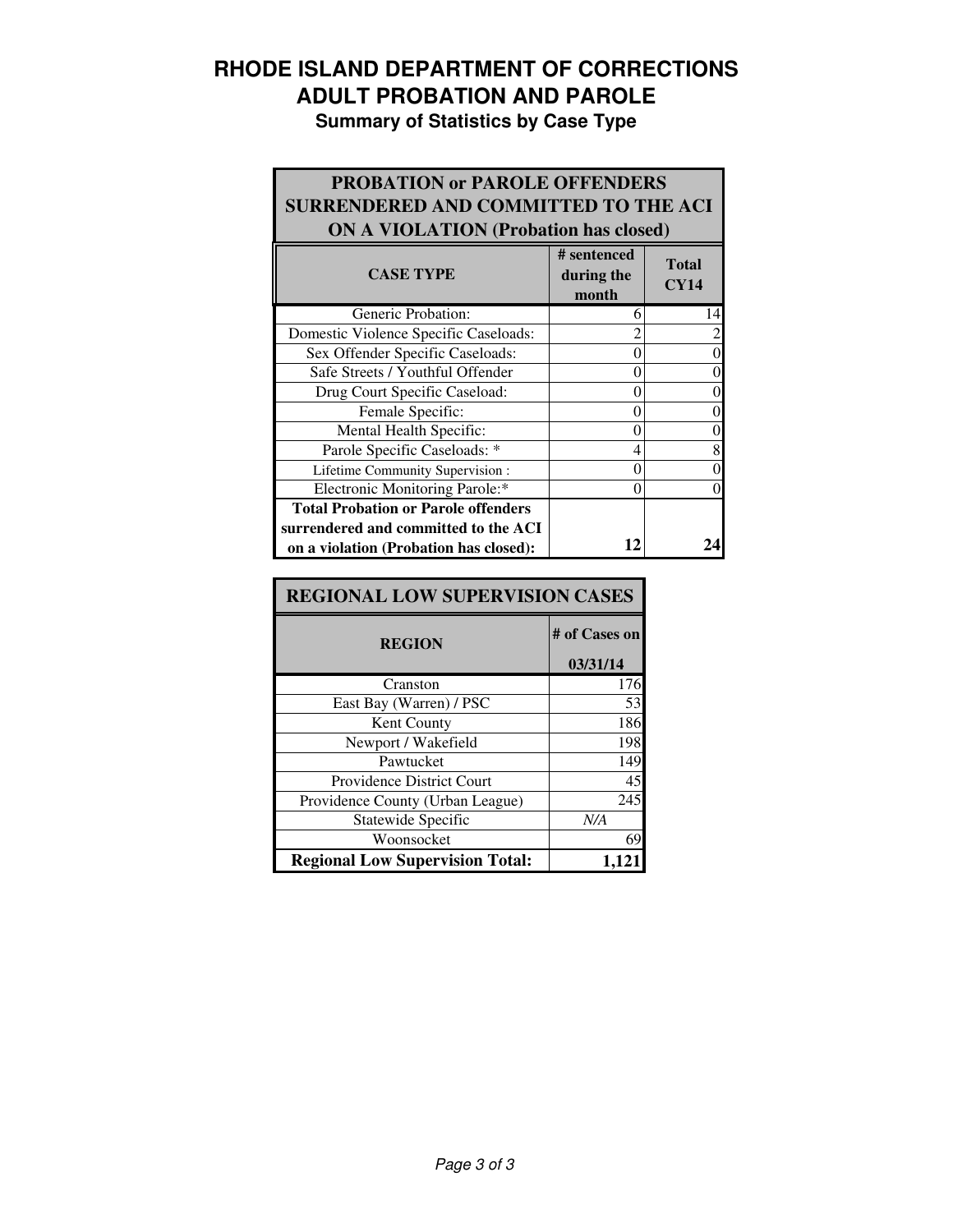# RHODE ISLAND DEPARTMENT OF CORRECTIONS
# ADULT PROBATION AND PAROLE
### Summary of Statistics by Case Type

| PROBATION or PAROLE OFFENDERS SURRENDERED AND COMMITTED TO THE ACI ON A VIOLATION (Probation has closed) | | |
|---|---|---|
| **CASE TYPE** | **# sentenced during the month** | **Total CY14** |
| Generic Probation: | 6 | 14 |
| Domestic Violence Specific Caseloads: | 2 | 2 |
| Sex Offender Specific Caseloads: | 0 | 0 |
| Safe Streets / Youthful Offender | 0 | 0 |
| Drug Court Specific Caseload: | 0 | 0 |
| Female Specific: | 0 | 0 |
| Mental Health Specific: | 0 | 0 |
| Parole Specific Caseloads: * | 4 | 8 |
| Lifetime Community Supervision : | 0 | 0 |
| Electronic Monitoring Parole:* | 0 | 0 |
| **Total Probation or Parole offenders surrendered and committed to the ACI on a violation (Probation has closed):** | **12** | **24** |

| REGIONAL LOW SUPERVISION CASES | |
|---|---|
| **REGION** | **# of Cases on 03/31/14** |
| Cranston | 176 |
| East Bay (Warren) / PSC | 53 |
| Kent County | 186 |
| Newport / Wakefield | 198 |
| Pawtucket | 149 |
| Providence District Court | 45 |
| Providence County (Urban League) | 245 |
| Statewide Specific | *N/A* |
| Woonsocket | 69 |
| **Regional Low Supervision Total:** | **1,121** |